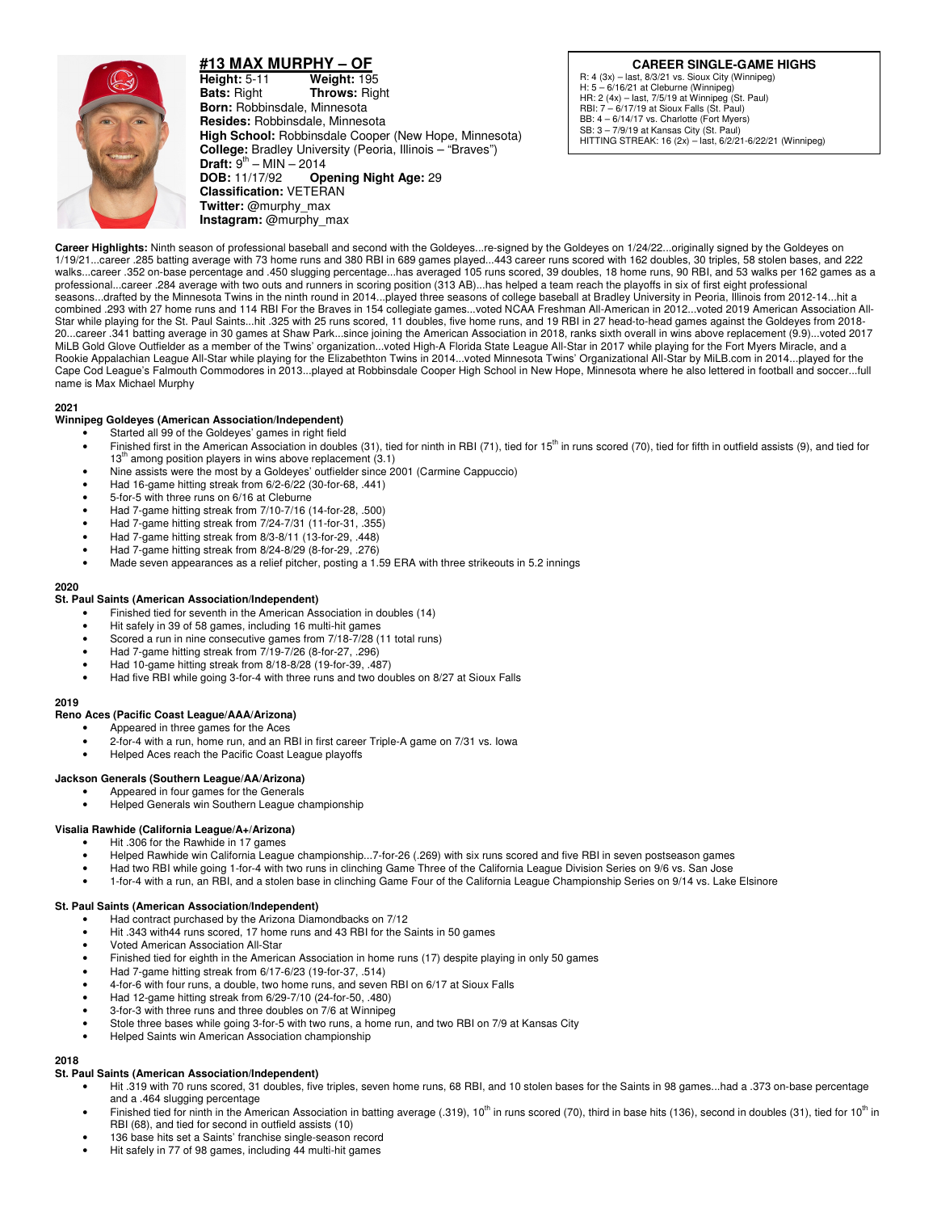# #13 MAX MURPHY – OF

**Height:** 5-11 **Weight:** 195
**Bats:** Right **Throws:** Right
**Born:** Robbinsdale, Minnesota
**Resides:** Robbinsdale, Minnesota
**High School:** Robbinsdale Cooper (New Hope, Minnesota)
**College:** Bradley University (Peoria, Illinois – "Braves")
**Draft:** 9th – MIN – 2014
**DOB:** 11/17/92 **Opening Night Age:** 29
**Classification:** VETERAN
**Twitter:** @murphy_max
**Instagram:** @murphy_max

**CAREER SINGLE-GAME HIGHS**

R: 4 (3x) – last, 8/3/21 vs. Sioux City (Winnipeg)
H: 5 – 6/16/21 at Cleburne (Winnipeg)
HR: 2 (4x) – last, 7/5/19 at Winnipeg (St. Paul)
RBI: 7 – 6/17/19 at Sioux Falls (St. Paul)
BB: 4 – 6/14/17 vs. Charlotte (Fort Myers)
SB: 3 – 7/9/19 at Kansas City (St. Paul)
HITTING STREAK: 16 (2x) – last, 6/2/21-6/22/21 (Winnipeg)

**Career Highlights:** Ninth season of professional baseball and second with the Goldeyes...re-signed by the Goldeyes on 1/24/22...originally signed by the Goldeyes on 1/19/21...career .285 batting average with 73 home runs and 380 RBI in 689 games played...443 career runs scored with 162 doubles, 30 triples, 58 stolen bases, and 222 walks...career .352 on-base percentage and .450 slugging percentage...has averaged 105 runs scored, 39 doubles, 18 home runs, 90 RBI, and 53 walks per 162 games as a professional...career .284 average with two outs and runners in scoring position (313 AB)...has helped a team reach the playoffs in six of first eight professional seasons...drafted by the Minnesota Twins in the ninth round in 2014...played three seasons of college baseball at Bradley University in Peoria, Illinois from 2012-14...hit a combined .293 with 27 home runs and 114 RBI For the Braves in 154 collegiate games...voted NCAA Freshman All-American in 2012...voted 2019 American Association All-Star while playing for the St. Paul Saints...hit .325 with 25 runs scored, 11 doubles, five home runs, and 19 RBI in 27 head-to-head games against the Goldeyes from 2018-20...career .341 batting average in 30 games at Shaw Park...since joining the American Association in 2018, ranks sixth overall in wins above replacement (9.9)...voted 2017 MiLB Gold Glove Outfielder as a member of the Twins' organization...voted High-A Florida State League All-Star in 2017 while playing for the Fort Myers Miracle, and a Rookie Appalachian League All-Star while playing for the Elizabethton Twins in 2014...voted Minnesota Twins' Organizational All-Star by MiLB.com in 2014...played for the Cape Cod League's Falmouth Commodores in 2013...played at Robbinsdale Cooper High School in New Hope, Minnesota where he also lettered in football and soccer...full name is Max Michael Murphy

## 2021

### Winnipeg Goldeyes (American Association/Independent)

- Started all 99 of the Goldeyes' games in right field
- Finished first in the American Association in doubles (31), tied for ninth in RBI (71), tied for 15th in runs scored (70), tied for fifth in outfield assists (9), and tied for 13th among position players in wins above replacement (3.1)
- Nine assists were the most by a Goldeyes' outfielder since 2001 (Carmine Cappuccio)
- Had 16-game hitting streak from 6/2-6/22 (30-for-68, .441)
- 5-for-5 with three runs on 6/16 at Cleburne
- Had 7-game hitting streak from 7/10-7/16 (14-for-28, .500)
- Had 7-game hitting streak from 7/24-7/31 (11-for-31, .355)
- Had 7-game hitting streak from 8/3-8/11 (13-for-29, .448)
- Had 7-game hitting streak from 8/24-8/29 (8-for-29, .276)
- Made seven appearances as a relief pitcher, posting a 1.59 ERA with three strikeouts in 5.2 innings

## 2020

### St. Paul Saints (American Association/Independent)

- Finished tied for seventh in the American Association in doubles (14)
- Hit safely in 39 of 58 games, including 16 multi-hit games
- Scored a run in nine consecutive games from 7/18-7/28 (11 total runs)
- Had 7-game hitting streak from 7/19-7/26 (8-for-27, .296)
- Had 10-game hitting streak from 8/18-8/28 (19-for-39, .487)
- Had five RBI while going 3-for-4 with three runs and two doubles on 8/27 at Sioux Falls

## 2019

### Reno Aces (Pacific Coast League/AAA/Arizona)

- Appeared in three games for the Aces
- 2-for-4 with a run, home run, and an RBI in first career Triple-A game on 7/31 vs. Iowa
- Helped Aces reach the Pacific Coast League playoffs

### Jackson Generals (Southern League/AA/Arizona)

- Appeared in four games for the Generals
- Helped Generals win Southern League championship

### Visalia Rawhide (California League/A+/Arizona)

- Hit .306 for the Rawhide in 17 games
- Helped Rawhide win California League championship...7-for-26 (.269) with six runs scored and five RBI in seven postseason games
- Had two RBI while going 1-for-4 with two runs in clinching Game Three of the California League Division Series on 9/6 vs. San Jose
- 1-for-4 with a run, an RBI, and a stolen base in clinching Game Four of the California League Championship Series on 9/14 vs. Lake Elsinore

### St. Paul Saints (American Association/Independent)

- Had contract purchased by the Arizona Diamondbacks on 7/12
- Hit .343 with44 runs scored, 17 home runs and 43 RBI for the Saints in 50 games
- Voted American Association All-Star
- Finished tied for eighth in the American Association in home runs (17) despite playing in only 50 games
- Had 7-game hitting streak from 6/17-6/23 (19-for-37, .514)
- 4-for-6 with four runs, a double, two home runs, and seven RBI on 6/17 at Sioux Falls
- Had 12-game hitting streak from 6/29-7/10 (24-for-50, .480)
- 3-for-3 with three runs and three doubles on 7/6 at Winnipeg
- Stole three bases while going 3-for-5 with two runs, a home run, and two RBI on 7/9 at Kansas City
- Helped Saints win American Association championship

## 2018

### St. Paul Saints (American Association/Independent)

- Hit .319 with 70 runs scored, 31 doubles, five triples, seven home runs, 68 RBI, and 10 stolen bases for the Saints in 98 games...had a .373 on-base percentage and a .464 slugging percentage
- Finished tied for ninth in the American Association in batting average (.319), 10th in runs scored (70), third in base hits (136), second in doubles (31), tied for 10th in RBI (68), and tied for second in outfield assists (10)
- 136 base hits set a Saints' franchise single-season record
- Hit safely in 77 of 98 games, including 44 multi-hit games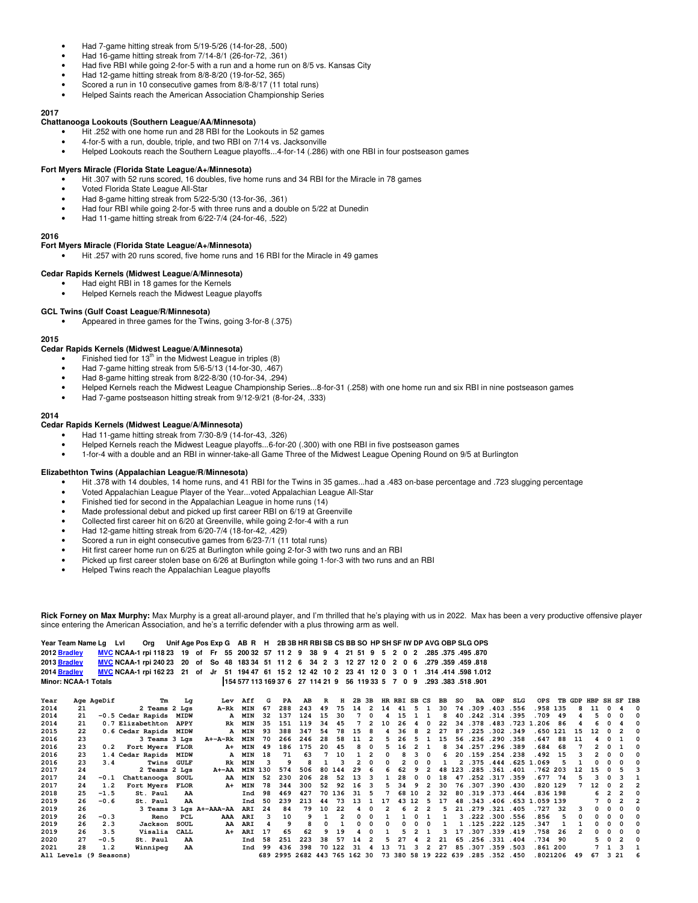- Had 7-game hitting streak from 5/19-5/26 (14-for-28, .500)
- Had 16-game hitting streak from 7/14-8/1 (26-for-72, .361)
- Had five RBI while going 2-for-5 with a run and a home run on 8/5 vs. Kansas City
- Had 12-game hitting streak from 8/8-8/20 (19-for-52, 365)
- Scored a run in 10 consecutive games from 8/8-8/17 (11 total runs)
- Helped Saints reach the American Association Championship Series

### 2017

**Chattanooga Lookouts (Southern League/AA/Minnesota)**

- Hit .252 with one home run and 28 RBI for the Lookouts in 52 games
- 4-for-5 with a run, double, triple, and two RBI on 7/14 vs. Jacksonville
- Helped Lookouts reach the Southern League playoffs...4-for-14 (.286) with one RBI in four postseason games

**Fort Myers Miracle (Florida State League/A+/Minnesota)**

- Hit .307 with 52 runs scored, 16 doubles, five home runs and 34 RBI for the Miracle in 78 games
- Voted Florida State League All-Star
- Had 8-game hitting streak from 5/22-5/30 (13-for-36, .361)
- Had four RBI while going 2-for-5 with three runs and a double on 5/22 at Dunedin
- Had 11-game hitting streak from 6/22-7/4 (24-for-46, .522)

### 2016

**Fort Myers Miracle (Florida State League/A+/Minnesota)**

- Hit .257 with 20 runs scored, five home runs and 16 RBI for the Miracle in 49 games

**Cedar Rapids Kernels (Midwest League/A/Minnesota)**

- Had eight RBI in 18 games for the Kernels
- Helped Kernels reach the Midwest League playoffs

**GCL Twins (Gulf Coast League/R/Minnesota)**

- Appeared in three games for the Twins, going 3-for-8 (.375)

### 2015

**Cedar Rapids Kernels (Midwest League/A/Minnesota)**

- Finished tied for 13th in the Midwest League in triples (8)
- Had 7-game hitting streak from 5/6-5/13 (14-for-30, .467)
- Had 8-game hitting streak from 8/22-8/30 (10-for-34, .294)
- Helped Kernels reach the Midwest League Championship Series...8-for-31 (.258) with one home run and six RBI in nine postseason games
- Had 7-game postseason hitting streak from 9/12-9/21 (8-for-24, .333)

### 2014

**Cedar Rapids Kernels (Midwest League/A/Minnesota)**

- Had 11-game hitting streak from 7/30-8/9 (14-for-43, .326)
- Helped Kernels reach the Midwest League playoffs...6-for-20 (.300) with one RBI in five postseason games
- 1-for-4 with a double and an RBI in winner-take-all Game Three of the Midwest League Opening Round on 9/5 at Burlington

**Elizabethton Twins (Appalachian League/R/Minnesota)**

- Hit .378 with 14 doubles, 14 home runs, and 41 RBI for the Twins in 35 games...had a .483 on-base percentage and .723 slugging percentage
- Voted Appalachian League Player of the Year...voted Appalachian League All-Star
- Finished tied for second in the Appalachian League in home runs (14)
- Made professional debut and picked up first career RBI on 6/19 at Greenville
- Collected first career hit on 6/20 at Greenville, while going 2-for-4 with a run
- Had 12-game hitting streak from 6/20-7/4 (18-for-42, .429)
- Scored a run in eight consecutive games from 6/23-7/1 (11 total runs)
- Hit first career home run on 6/25 at Burlington while going 2-for-3 with two runs and an RBI
- Picked up first career stolen base on 6/26 at Burlington while going 1-for-3 with two runs and an RBI
- Helped Twins reach the Appalachian League playoffs

**Rick Forney on Max Murphy:** Max Murphy is a great all-around player, and I'm thrilled that he's playing with us in 2022. Max has been a very productive offensive player since entering the American Association, and he's a terrific defender with a plus throwing arm as well.

| Year | Team Name | Lg | Lvl | Org | Unif | Age | Pos | Exp | G | AB | R | H | 2B | 3B | HR | RBI | SB | CS | BB | SO | HP | SH | SF | IW | DP | AVG | OBP | SLG | OPS |
|---|---|---|---|---|---|---|---|---|---|---|---|---|---|---|---|---|---|---|---|---|---|---|---|---|---|---|---|---|---|
| 2012 | Bradley | MVC | NCAA-1 | rpi 118 | 23 | 19 | of | Fr | 55 | 200 | 32 | 57 | 11 | 2 | 9 | 38 | 9 | 4 | 21 | 51 | 9 | 5 | 2 | 0 | 2 | .285 | .375 | .495 | .870 |
| 2013 | Bradley | MVC | NCAA-1 | rpi 240 | 23 | 20 | of | So | 48 | 183 | 34 | 51 | 11 | 2 | 6 | 34 | 2 | 3 | 12 | 27 | 12 | 0 | 2 | 0 | 6 | .279 | .359 | .459 | .818 |
| 2014 | Bradley | MVC | NCAA-1 | rpi 162 | 23 | 21 | of | Jr | 51 | 194 | 47 | 61 | 15 | 2 | 12 | 42 | 10 | 2 | 23 | 41 | 12 | 0 | 3 | 0 | 1 | .314 | .414 | .598 | 1.012 |
| Minor: NCAA-1 Totals | | | | | | | | | 154 | 577 | 113 | 169 | 37 | 6 | 27 | 114 | 21 | 9 | 56 | 119 | 33 | 5 | 7 | 0 | 9 | .293 | .383 | .518 | .901 |

| Year | Age | AgeDif | Tm | Lg | Lev | Aff | G | PA | AB | R | H | 2B | 3B | HR | RBI | SB | CS | BB | SO | BA | OBP | SLG | OPS | TB | GDP | HBP | SH | SF | IBB |
|---|---|---|---|---|---|---|---|---|---|---|---|---|---|---|---|---|---|---|---|---|---|---|---|---|---|---|---|---|---|
| 2014 | 21 | | 2 Teams | 2 Lgs | A-Rk | MIN | 67 | 288 | 243 | 49 | 75 | 14 | 2 | 14 | 41 | 5 | 1 | 30 | 74 | .309 | .403 | .556 | .958 | 135 | 8 | 11 | 0 | 4 | 0 |
| 2014 | 21 | -0.5 | Cedar Rapids | MIDW | A | MIN | 32 | 137 | 124 | 15 | 30 | 7 | 0 | 4 | 15 | 1 | 1 | 8 | 40 | .242 | .314 | .395 | .709 | 49 | 4 | 5 | 0 | 0 | 0 |
| 2014 | 21 | 0.7 | Elizabethton | APPY | Rk | MIN | 35 | 151 | 119 | 34 | 45 | 7 | 2 | 10 | 26 | 4 | 0 | 22 | 34 | .378 | .483 | .723 | 1.206 | 86 | 4 | 6 | 0 | 4 | 0 |
| 2015 | 22 | 0.6 | Cedar Rapids | MIDW | A | MIN | 93 | 388 | 347 | 54 | 78 | 15 | 8 | 4 | 36 | 8 | 2 | 27 | 87 | .225 | .302 | .349 | .650 | 121 | 15 | 12 | 0 | 2 | 0 |
| 2016 | 23 | | 3 Teams | 3 Lgs | A+-A-Rk | MIN | 70 | 266 | 246 | 28 | 58 | 11 | 2 | 5 | 26 | 5 | 1 | 15 | 56 | .236 | .290 | .358 | .647 | 88 | 11 | 4 | 0 | 1 | 0 |
| 2016 | 23 | 0.2 | Fort Myers | FLOR | A+ | MIN | 49 | 186 | 175 | 20 | 45 | 8 | 0 | 5 | 16 | 2 | 1 | 8 | 34 | .257 | .296 | .389 | .684 | 68 | 7 | 2 | 0 | 1 | 0 |
| 2016 | 23 | 1.4 | Cedar Rapids | MIDW | A | MIN | 18 | 71 | 63 | 7 | 10 | 1 | 2 | 0 | 8 | 3 | 0 | 6 | 20 | .159 | .254 | .238 | .492 | 15 | 3 | 2 | 0 | 0 | 0 |
| 2016 | 23 | 3.4 | Twins | GULF | Rk | MIN | 3 | 9 | 8 | 1 | 3 | 2 | 0 | 0 | 2 | 0 | 0 | 1 | 2 | .375 | .444 | .625 | 1.069 | 5 | 1 | 0 | 0 | 0 | 0 |
| 2017 | 24 | | 2 Teams | 2 Lgs | A+-AA | MIN | 130 | 574 | 506 | 80 | 144 | 29 | 6 | 6 | 62 | 9 | 2 | 48 | 123 | .285 | .361 | .401 | .762 | 203 | 12 | 15 | 0 | 5 | 3 |
| 2017 | 24 | -0.1 | Chattanooga | SOUL | AA | MIN | 52 | 230 | 206 | 28 | 52 | 13 | 3 | 1 | 28 | 0 | 0 | 18 | 47 | .252 | .317 | .359 | .677 | 74 | 5 | 3 | 0 | 3 | 1 |
| 2017 | 24 | 1.2 | Fort Myers | FLOR | A+ | MIN | 78 | 344 | 300 | 52 | 92 | 16 | 3 | 5 | 34 | 9 | 2 | 30 | 76 | .307 | .390 | .430 | .820 | 129 | 7 | 12 | 0 | 2 | 2 |
| 2018 | 25 | -1.5 | St. Paul | AA | | Ind | 98 | 469 | 427 | 70 | 136 | 31 | 5 | 7 | 68 | 10 | 2 | 32 | 80 | .319 | .373 | .464 | .836 | 198 | | 6 | 2 | 2 | 0 |
| 2019 | 26 | -0.6 | St. Paul | AA | | Ind | 50 | 239 | 213 | 44 | 73 | 13 | 1 | 17 | 43 | 12 | 5 | 17 | 48 | .343 | .406 | .653 | 1.059 | 139 | | 7 | 0 | 2 | 2 |
| 2019 | 26 | | 3 Teams | 3 Lgs | A+-AAA-AA | ARI | 24 | 84 | 79 | 10 | 22 | 4 | 0 | 2 | 6 | 2 | 2 | 5 | 21 | .279 | .321 | .405 | .727 | 32 | 3 | 0 | 0 | 0 | 0 |
| 2019 | 26 | -0.3 | Reno | PCL | AAA | ARI | 3 | 10 | 9 | 1 | 2 | 0 | 0 | 1 | 1 | 0 | 1 | 1 | 3 | .222 | .300 | .556 | .856 | 5 | 0 | 0 | 0 | 0 | 0 |
| 2019 | 26 | 2.3 | Jackson | SOUL | AA | ARI | 4 | 9 | 8 | 0 | 1 | 0 | 0 | 0 | 0 | 0 | 0 | 1 | 1 | .125 | .222 | .125 | .347 | 1 | 1 | 0 | 0 | 0 | 0 |
| 2019 | 26 | 3.5 | Visalia | CALL | A+ | ARI | 17 | 65 | 62 | 9 | 19 | 4 | 0 | 1 | 5 | 2 | 1 | 3 | 17 | .307 | .339 | .419 | .758 | 26 | 2 | 0 | 0 | 0 | 0 |
| 2020 | 27 | -0.5 | St. Paul | AA | | Ind | 58 | 251 | 223 | 38 | 57 | 14 | 2 | 5 | 27 | 4 | 2 | 21 | 65 | .256 | .331 | .404 | .734 | 90 | | 5 | 0 | 2 | 0 |
| 2021 | 28 | 1.2 | Winnipeg | AA | | Ind | 99 | 436 | 398 | 71 | 122 | 31 | 4 | 13 | 71 | 3 | 2 | 27 | 85 | .307 | .359 | .503 | .861 | 200 | | 7 | 1 | 3 | 1 |
| All Levels (9 Seasons) | | | | | | | 689 | 2995 | 2682 | 443 | 765 | 162 | 30 | 73 | 380 | 58 | 19 | 222 | 639 | .285 | .352 | .450 | .802 | 1206 | 49 | 67 | 3 | 21 | 6 |